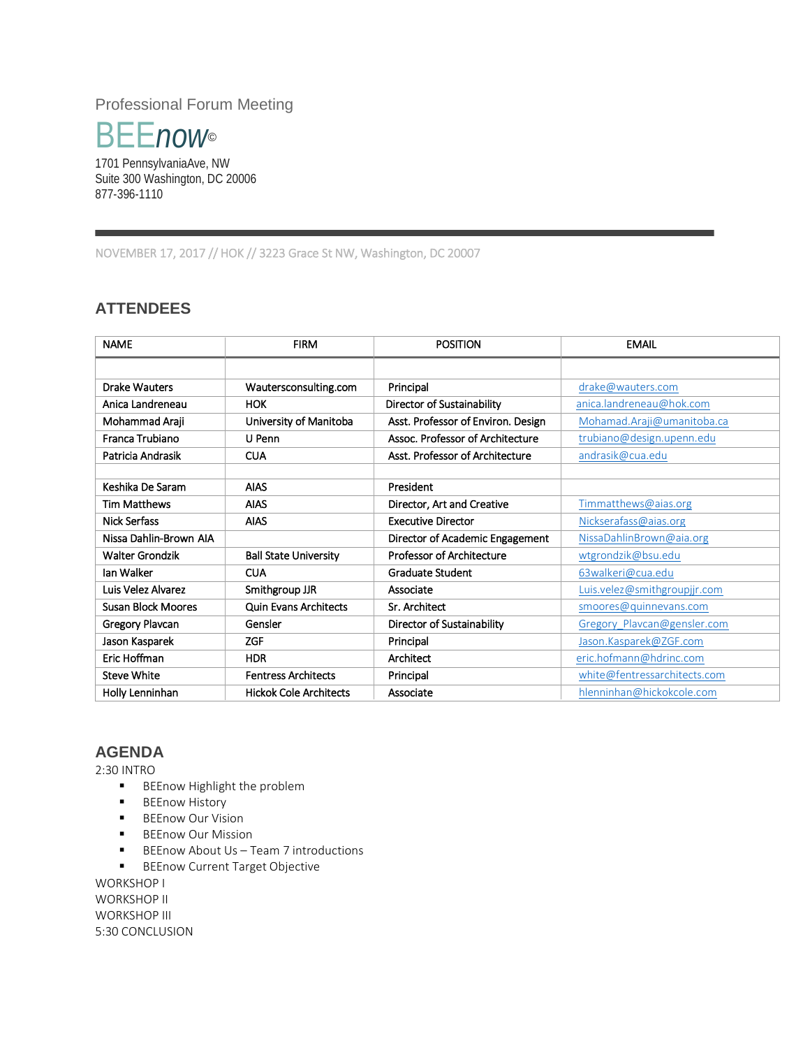Professional Forum Meeting

# BEE*now*©

1701 PennsylvaniaAve, NW
Suite 300 Washington, DC 20006
877-396-1110

---

NOVEMBER 17, 2017 // HOK // 3223 Grace St NW, Washington, DC 20007

## ATTENDEES

| NAME | FIRM | POSITION | EMAIL |
|---|---|---|---|
| | | | |
| Drake Wauters | Wautersconsulting.com | Principal | drake@wauters.com |
| Anica Landreneau | HOK | Director of Sustainability | anica.landreneau@hok.com |
| Mohammad Araji | University of Manitoba | Asst. Professor of Environ. Design | Mohamad.Araji@umanitoba.ca |
| Franca Trubiano | U Penn | Assoc. Professor of Architecture | trubiano@design.upenn.edu |
| Patricia Andrasik | CUA | Asst. Professor of Architecture | andrasik@cua.edu |
| | | | |
| Keshika De Saram | AIAS | President | |
| Tim Matthews | AIAS | Director, Art and Creative | Timmatthews@aias.org |
| Nick Serfass | AIAS | Executive Director | Nickserafass@aias.org |
| Nissa Dahlin-Brown AIA | | Director of Academic Engagement | NissaDahlinBrown@aia.org |
| Walter Grondzik | Ball State University | Professor of Architecture | wtgrondzik@bsu.edu |
| Ian Walker | CUA | Graduate Student | 63walkeri@cua.edu |
| Luis Velez Alvarez | Smithgroup JJR | Associate | Luis.velez@smithgroupjjr.com |
| Susan Block Moores | Quin Evans Architects | Sr. Architect | smoores@quinnevans.com |
| Gregory Plavcan | Gensler | Director of Sustainability | Gregory_Plavcan@gensler.com |
| Jason Kasparek | ZGF | Principal | Jason.Kasparek@ZGF.com |
| Eric Hoffman | HDR | Architect | eric.hofmann@hdrinc.com |
| Steve White | Fentress Architects | Principal | white@fentressarchitects.com |
| Holly Lenninhan | Hickok Cole Architects | Associate | hlenninhan@hickokcole.com |

## AGENDA

2:30 INTRO

- BEEnow Highlight the problem
- BEEnow History
- BEEnow Our Vision
- BEEnow Our Mission
- BEEnow About Us – Team 7 introductions
- BEEnow Current Target Objective

WORKSHOP I
WORKSHOP II
WORKSHOP III
5:30 CONCLUSION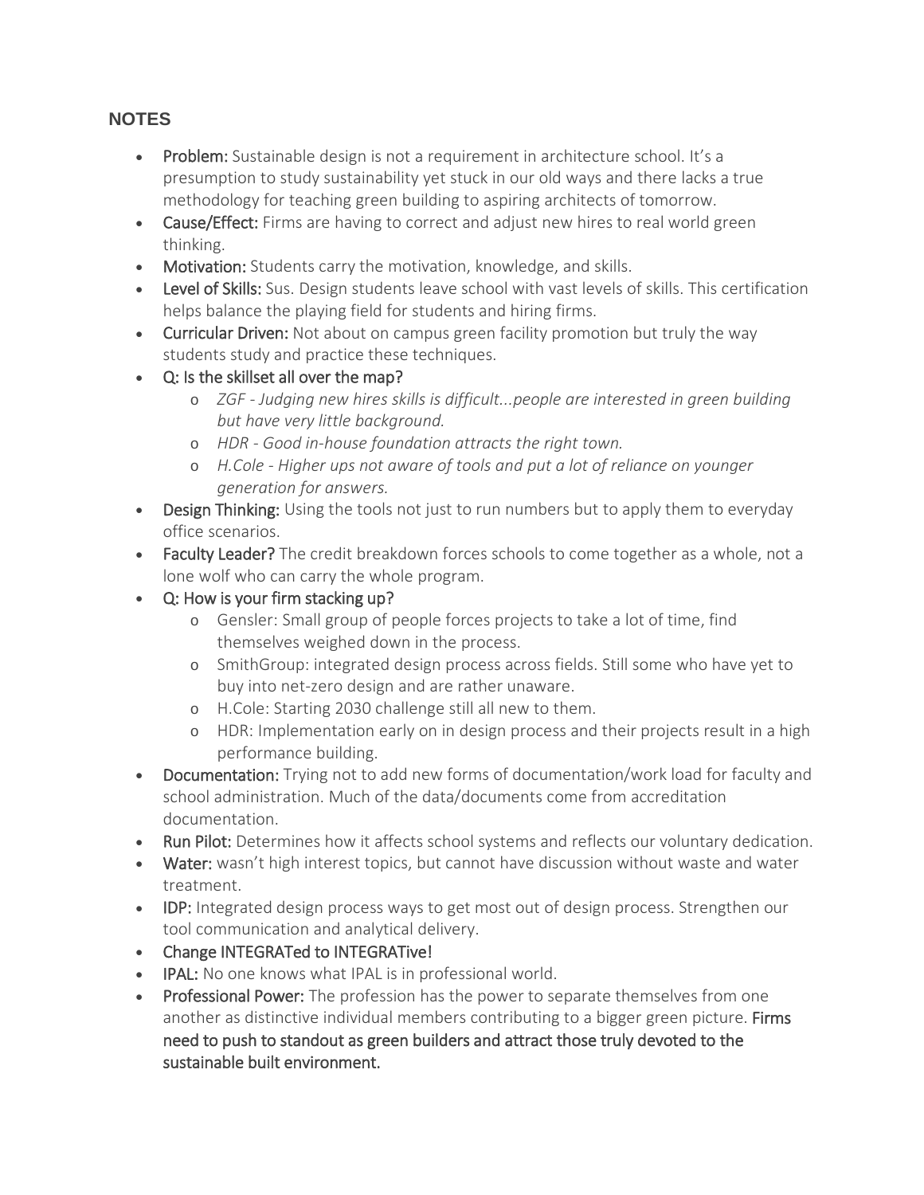## NOTES

- **Problem:** Sustainable design is not a requirement in architecture school. It's a presumption to study sustainability yet stuck in our old ways and there lacks a true methodology for teaching green building to aspiring architects of tomorrow.
- **Cause/Effect:** Firms are having to correct and adjust new hires to real world green thinking.
- **Motivation:** Students carry the motivation, knowledge, and skills.
- **Level of Skills:** Sus. Design students leave school with vast levels of skills. This certification helps balance the playing field for students and hiring firms.
- **Curricular Driven:** Not about on campus green facility promotion but truly the way students study and practice these techniques.
- **Q: Is the skillset all over the map?**
  - *ZGF - Judging new hires skills is difficult...people are interested in green building but have very little background.*
  - *HDR - Good in-house foundation attracts the right town.*
  - *H.Cole - Higher ups not aware of tools and put a lot of reliance on younger generation for answers.*
- **Design Thinking:** Using the tools not just to run numbers but to apply them to everyday office scenarios.
- **Faculty Leader?** The credit breakdown forces schools to come together as a whole, not a lone wolf who can carry the whole program.
- **Q: How is your firm stacking up?**
  - Gensler: Small group of people forces projects to take a lot of time, find themselves weighed down in the process.
  - SmithGroup: integrated design process across fields. Still some who have yet to buy into net-zero design and are rather unaware.
  - H.Cole: Starting 2030 challenge still all new to them.
  - HDR: Implementation early on in design process and their projects result in a high performance building.
- **Documentation:** Trying not to add new forms of documentation/work load for faculty and school administration. Much of the data/documents come from accreditation documentation.
- **Run Pilot:** Determines how it affects school systems and reflects our voluntary dedication.
- **Water:** wasn't high interest topics, but cannot have discussion without waste and water treatment.
- **IDP:** Integrated design process ways to get most out of design process. Strengthen our tool communication and analytical delivery.
- **Change INTEGRATed to INTEGRATive!**
- **IPAL:** No one knows what IPAL is in professional world.
- **Professional Power:** The profession has the power to separate themselves from one another as distinctive individual members contributing to a bigger green picture. **Firms need to push to standout as green builders and attract those truly devoted to the sustainable built environment.**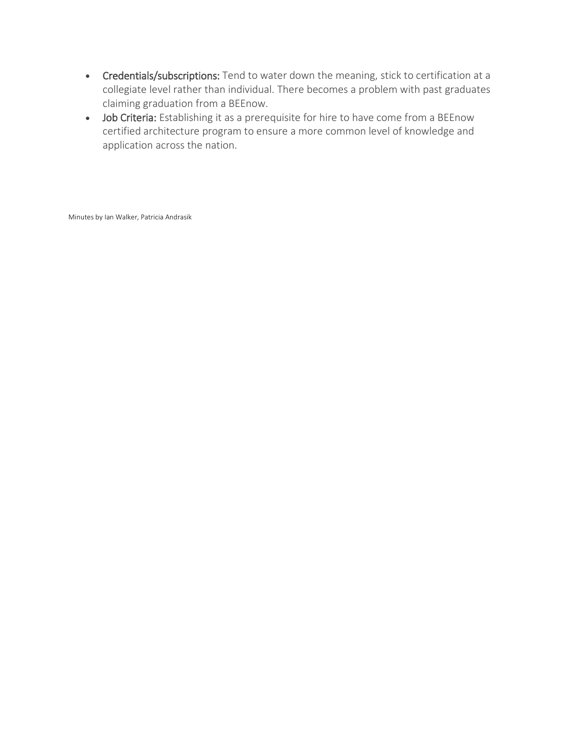- **Credentials/subscriptions:** Tend to water down the meaning, stick to certification at a collegiate level rather than individual. There becomes a problem with past graduates claiming graduation from a BEEnow.
- **Job Criteria:** Establishing it as a prerequisite for hire to have come from a BEEnow certified architecture program to ensure a more common level of knowledge and application across the nation.

Minutes by Ian Walker, Patricia Andrasik